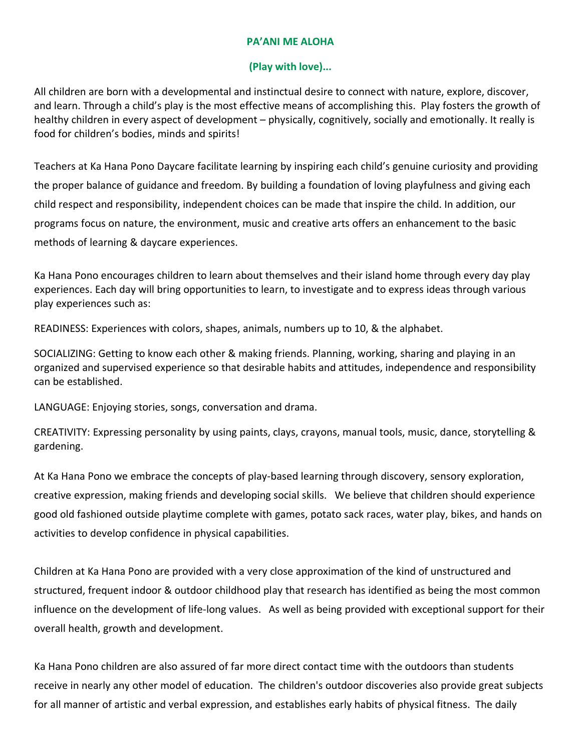**PA'ANI ME ALOHA**

**(Play with love)...**

All children are born with a developmental and instinctual desire to connect with nature, explore, discover, and learn. Through a child's play is the most effective means of accomplishing this. Play fosters the growth of healthy children in every aspect of development – physically, cognitively, socially and emotionally. It really is food for children's bodies, minds and spirits!

Teachers at Ka Hana Pono Daycare facilitate learning by inspiring each child's genuine curiosity and providing the proper balance of guidance and freedom. By building a foundation of loving playfulness and giving each child respect and responsibility, independent choices can be made that inspire the child. In addition, our programs focus on nature, the environment, music and creative arts offers an enhancement to the basic methods of learning & daycare experiences.

Ka Hana Pono encourages children to learn about themselves and their island home through every day play experiences. Each day will bring opportunities to learn, to investigate and to express ideas through various play experiences such as:

READINESS: Experiences with colors, shapes, animals, numbers up to 10, & the alphabet.

SOCIALIZING: Getting to know each other & making friends. Planning, working, sharing and playing in an organized and supervised experience so that desirable habits and attitudes, independence and responsibility can be established.

LANGUAGE: Enjoying stories, songs, conversation and drama.

CREATIVITY: Expressing personality by using paints, clays, crayons, manual tools, music, dance, storytelling & gardening.

At Ka Hana Pono we embrace the concepts of play-based learning through discovery, sensory exploration, creative expression, making friends and developing social skills. We believe that children should experience good old fashioned outside playtime complete with games, potato sack races, water play, bikes, and hands on activities to develop confidence in physical capabilities.

Children at Ka Hana Pono are provided with a very close approximation of the kind of unstructured and structured, frequent indoor & outdoor childhood play that research has identified as being the most common influence on the development of life-long values. As well as being provided with exceptional support for their overall health, growth and development.

Ka Hana Pono children are also assured of far more direct contact time with the outdoors than students receive in nearly any other model of education. The children's outdoor discoveries also provide great subjects for all manner of artistic and verbal expression, and establishes early habits of physical fitness. The daily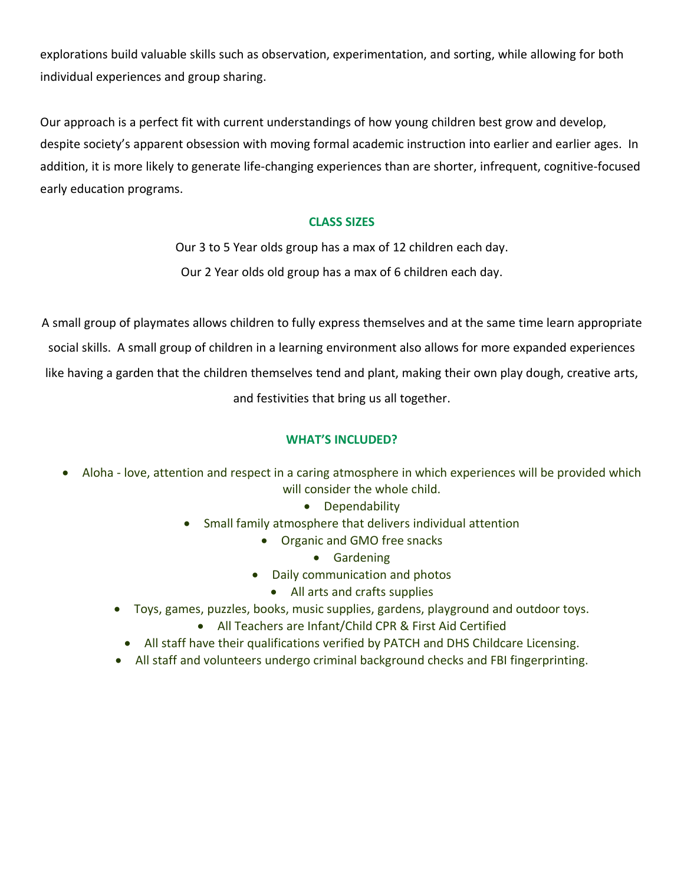explorations build valuable skills such as observation, experimentation, and sorting, while allowing for both individual experiences and group sharing.

Our approach is a perfect fit with current understandings of how young children best grow and develop, despite society's apparent obsession with moving formal academic instruction into earlier and earlier ages. In addition, it is more likely to generate life-changing experiences than are shorter, infrequent, cognitive-focused early education programs.

## CLASS SIZES

Our 3 to 5 Year olds group has a max of 12 children each day.

Our 2 Year olds old group has a max of 6 children each day.

A small group of playmates allows children to fully express themselves and at the same time learn appropriate social skills. A small group of children in a learning environment also allows for more expanded experiences like having a garden that the children themselves tend and plant, making their own play dough, creative arts, and festivities that bring us all together.

## WHAT'S INCLUDED?

- Aloha - love, attention and respect in a caring atmosphere in which experiences will be provided which will consider the whole child.
- Dependability
- Small family atmosphere that delivers individual attention
- Organic and GMO free snacks
- Gardening
- Daily communication and photos
- All arts and crafts supplies
- Toys, games, puzzles, books, music supplies, gardens, playground and outdoor toys.
- All Teachers are Infant/Child CPR & First Aid Certified
- All staff have their qualifications verified by PATCH and DHS Childcare Licensing.
- All staff and volunteers undergo criminal background checks and FBI fingerprinting.